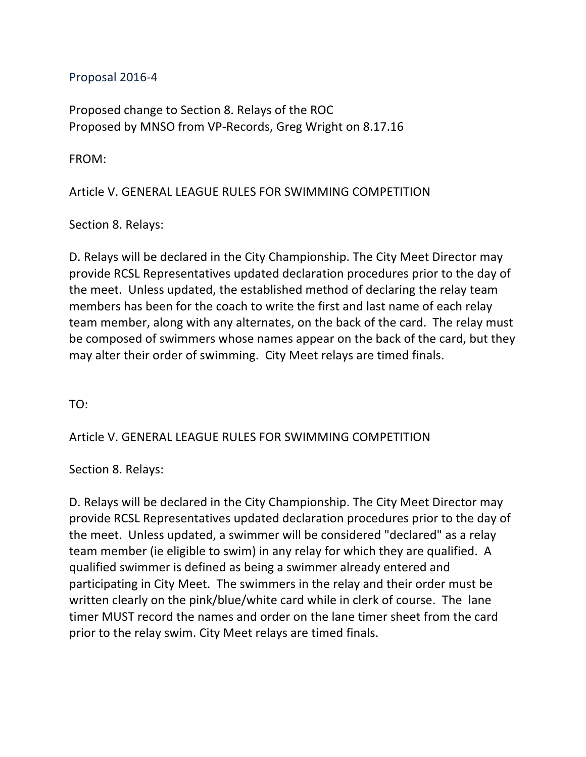## Proposal 2016-4

Proposed change to Section 8. Relays of the ROC
Proposed by MNSO from VP-Records, Greg Wright on 8.17.16

FROM:

Article V. GENERAL LEAGUE RULES FOR SWIMMING COMPETITION

Section 8. Relays:

D. Relays will be declared in the City Championship. The City Meet Director may provide RCSL Representatives updated declaration procedures prior to the day of the meet. Unless updated, the established method of declaring the relay team members has been for the coach to write the first and last name of each relay team member, along with any alternates, on the back of the card. The relay must be composed of swimmers whose names appear on the back of the card, but they may alter their order of swimming. City Meet relays are timed finals.

TO:

Article V. GENERAL LEAGUE RULES FOR SWIMMING COMPETITION

Section 8. Relays:

D. Relays will be declared in the City Championship. The City Meet Director may provide RCSL Representatives updated declaration procedures prior to the day of the meet. Unless updated, a swimmer will be considered "declared" as a relay team member (ie eligible to swim) in any relay for which they are qualified. A qualified swimmer is defined as being a swimmer already entered and participating in City Meet. The swimmers in the relay and their order must be written clearly on the pink/blue/white card while in clerk of course. The lane timer MUST record the names and order on the lane timer sheet from the card prior to the relay swim. City Meet relays are timed finals.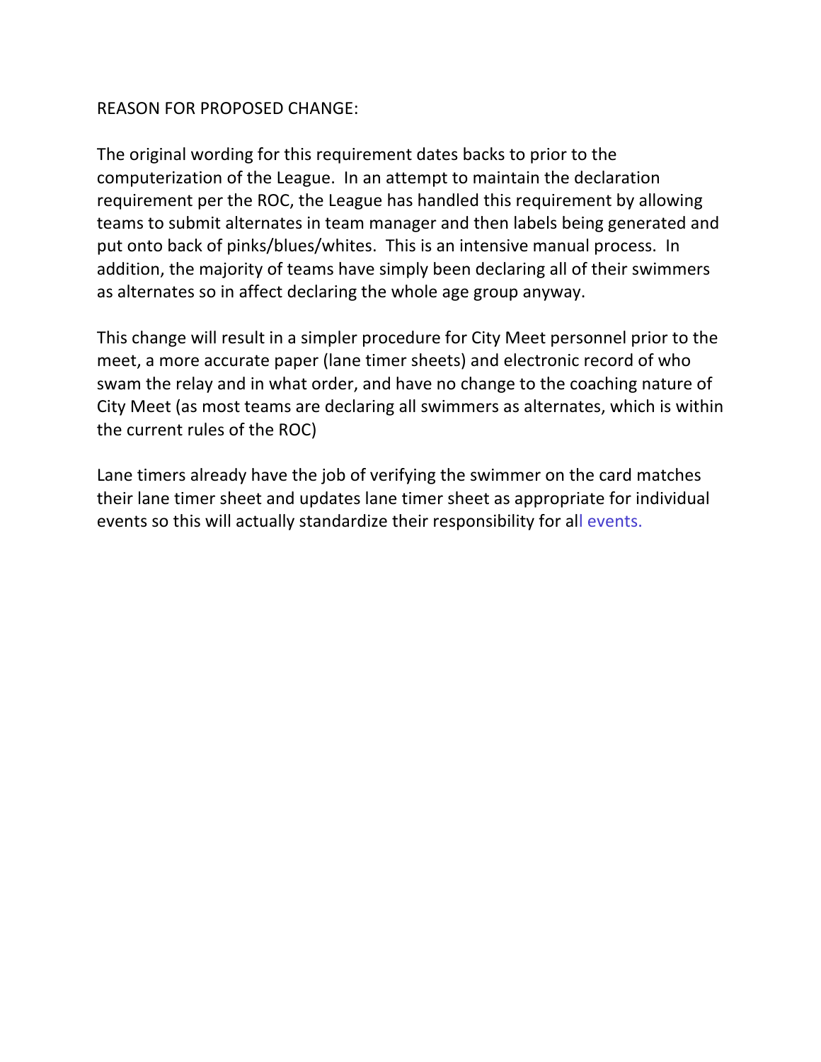REASON FOR PROPOSED CHANGE:

The original wording for this requirement dates backs to prior to the computerization of the League. In an attempt to maintain the declaration requirement per the ROC, the League has handled this requirement by allowing teams to submit alternates in team manager and then labels being generated and put onto back of pinks/blues/whites. This is an intensive manual process. In addition, the majority of teams have simply been declaring all of their swimmers as alternates so in affect declaring the whole age group anyway.

This change will result in a simpler procedure for City Meet personnel prior to the meet, a more accurate paper (lane timer sheets) and electronic record of who swam the relay and in what order, and have no change to the coaching nature of City Meet (as most teams are declaring all swimmers as alternates, which is within the current rules of the ROC)

Lane timers already have the job of verifying the swimmer on the card matches their lane timer sheet and updates lane timer sheet as appropriate for individual events so this will actually standardize their responsibility for all events.